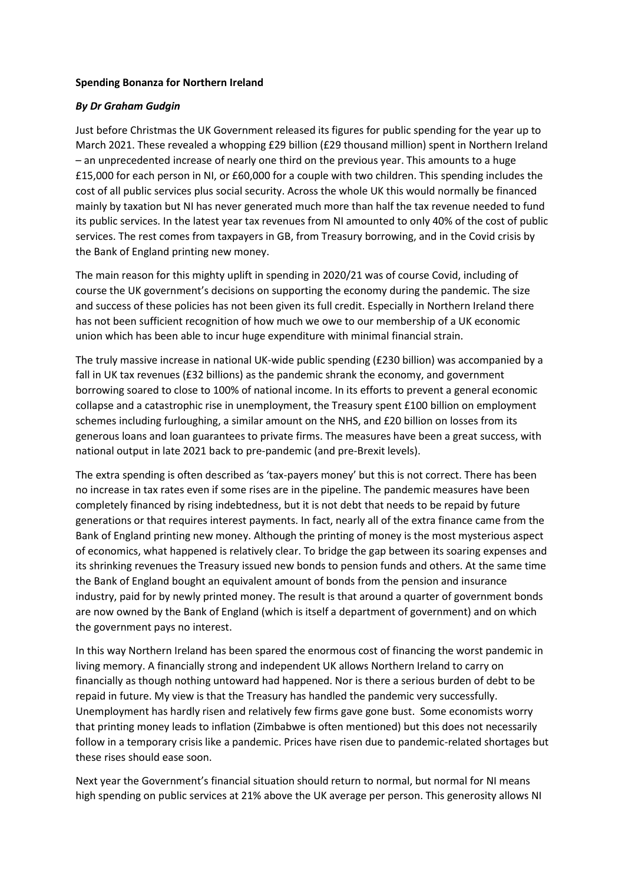**Spending Bonanza for Northern Ireland**

***By Dr Graham Gudgin***

Just before Christmas the UK Government released its figures for public spending for the year up to March 2021. These revealed a whopping £29 billion (£29 thousand million) spent in Northern Ireland – an unprecedented increase of nearly one third on the previous year. This amounts to a huge £15,000 for each person in NI, or £60,000 for a couple with two children. This spending includes the cost of all public services plus social security. Across the whole UK this would normally be financed mainly by taxation but NI has never generated much more than half the tax revenue needed to fund its public services. In the latest year tax revenues from NI amounted to only 40% of the cost of public services. The rest comes from taxpayers in GB, from Treasury borrowing, and in the Covid crisis by the Bank of England printing new money.

The main reason for this mighty uplift in spending in 2020/21 was of course Covid, including of course the UK government's decisions on supporting the economy during the pandemic. The size and success of these policies has not been given its full credit. Especially in Northern Ireland there has not been sufficient recognition of how much we owe to our membership of a UK economic union which has been able to incur huge expenditure with minimal financial strain.

The truly massive increase in national UK-wide public spending (£230 billion) was accompanied by a fall in UK tax revenues (£32 billions) as the pandemic shrank the economy, and government borrowing soared to close to 100% of national income. In its efforts to prevent a general economic collapse and a catastrophic rise in unemployment, the Treasury spent £100 billion on employment schemes including furloughing, a similar amount on the NHS, and £20 billion on losses from its generous loans and loan guarantees to private firms. The measures have been a great success, with national output in late 2021 back to pre-pandemic (and pre-Brexit levels).

The extra spending is often described as 'tax-payers money' but this is not correct. There has been no increase in tax rates even if some rises are in the pipeline. The pandemic measures have been completely financed by rising indebtedness, but it is not debt that needs to be repaid by future generations or that requires interest payments. In fact, nearly all of the extra finance came from the Bank of England printing new money. Although the printing of money is the most mysterious aspect of economics, what happened is relatively clear. To bridge the gap between its soaring expenses and its shrinking revenues the Treasury issued new bonds to pension funds and others. At the same time the Bank of England bought an equivalent amount of bonds from the pension and insurance industry, paid for by newly printed money. The result is that around a quarter of government bonds are now owned by the Bank of England (which is itself a department of government) and on which the government pays no interest.

In this way Northern Ireland has been spared the enormous cost of financing the worst pandemic in living memory. A financially strong and independent UK allows Northern Ireland to carry on financially as though nothing untoward had happened. Nor is there a serious burden of debt to be repaid in future. My view is that the Treasury has handled the pandemic very successfully. Unemployment has hardly risen and relatively few firms gave gone bust. Some economists worry that printing money leads to inflation (Zimbabwe is often mentioned) but this does not necessarily follow in a temporary crisis like a pandemic. Prices have risen due to pandemic-related shortages but these rises should ease soon.

Next year the Government's financial situation should return to normal, but normal for NI means high spending on public services at 21% above the UK average per person. This generosity allows NI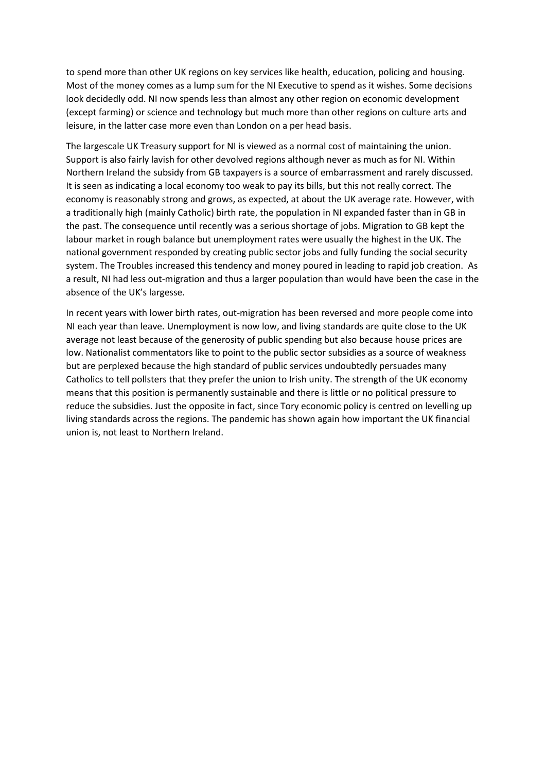to spend more than other UK regions on key services like health, education, policing and housing. Most of the money comes as a lump sum for the NI Executive to spend as it wishes. Some decisions look decidedly odd. NI now spends less than almost any other region on economic development (except farming) or science and technology but much more than other regions on culture arts and leisure, in the latter case more even than London on a per head basis.

The largescale UK Treasury support for NI is viewed as a normal cost of maintaining the union. Support is also fairly lavish for other devolved regions although never as much as for NI. Within Northern Ireland the subsidy from GB taxpayers is a source of embarrassment and rarely discussed. It is seen as indicating a local economy too weak to pay its bills, but this not really correct. The economy is reasonably strong and grows, as expected, at about the UK average rate. However, with a traditionally high (mainly Catholic) birth rate, the population in NI expanded faster than in GB in the past. The consequence until recently was a serious shortage of jobs. Migration to GB kept the labour market in rough balance but unemployment rates were usually the highest in the UK. The national government responded by creating public sector jobs and fully funding the social security system. The Troubles increased this tendency and money poured in leading to rapid job creation. As a result, NI had less out-migration and thus a larger population than would have been the case in the absence of the UK's largesse.

In recent years with lower birth rates, out-migration has been reversed and more people come into NI each year than leave. Unemployment is now low, and living standards are quite close to the UK average not least because of the generosity of public spending but also because house prices are low. Nationalist commentators like to point to the public sector subsidies as a source of weakness but are perplexed because the high standard of public services undoubtedly persuades many Catholics to tell pollsters that they prefer the union to Irish unity. The strength of the UK economy means that this position is permanently sustainable and there is little or no political pressure to reduce the subsidies. Just the opposite in fact, since Tory economic policy is centred on levelling up living standards across the regions. The pandemic has shown again how important the UK financial union is, not least to Northern Ireland.